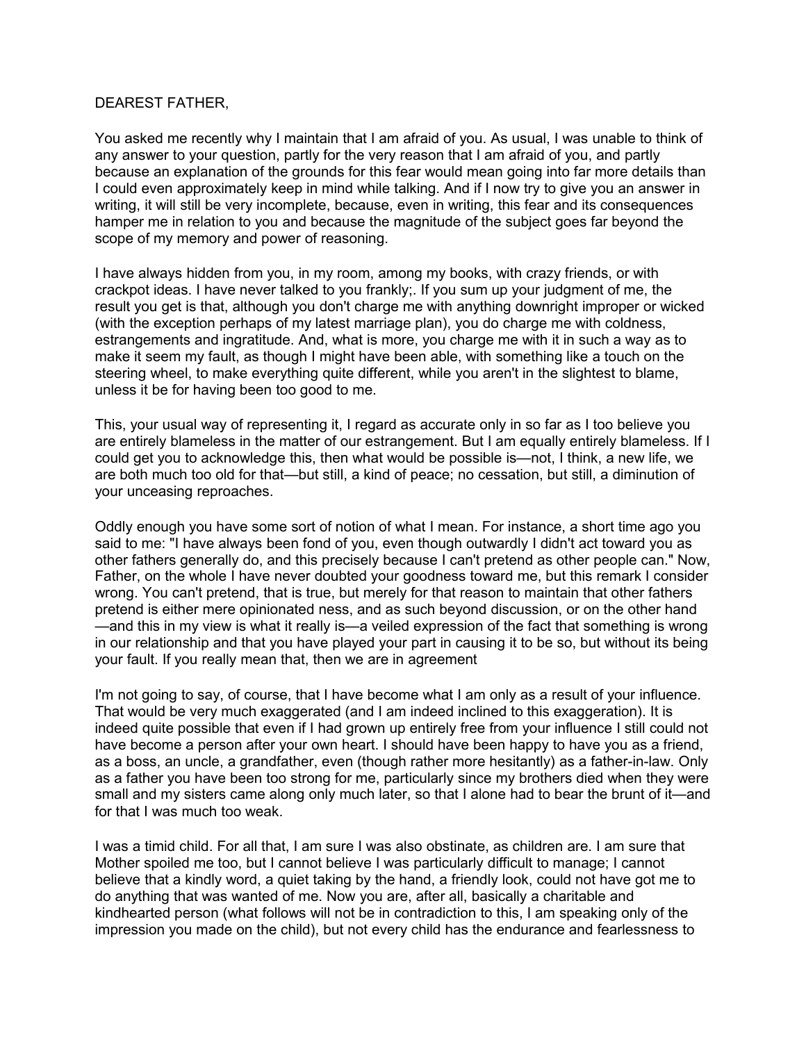DEAREST FATHER,

You asked me recently why I maintain that I am afraid of you. As usual, I was unable to think of any answer to your question, partly for the very reason that I am afraid of you, and partly because an explanation of the grounds for this fear would mean going into far more details than I could even approximately keep in mind while talking. And if I now try to give you an answer in writing, it will still be very incomplete, because, even in writing, this fear and its consequences hamper me in relation to you and because the magnitude of the subject goes far beyond the scope of my memory and power of reasoning.

I have always hidden from you, in my room, among my books, with crazy friends, or with crackpot ideas. I have never talked to you frankly;. If you sum up your judgment of me, the result you get is that, although you don't charge me with anything downright improper or wicked (with the exception perhaps of my latest marriage plan), you do charge me with coldness, estrangements and ingratitude. And, what is more, you charge me with it in such a way as to make it seem my fault, as though I might have been able, with something like a touch on the steering wheel, to make everything quite different, while you aren't in the slightest to blame, unless it be for having been too good to me.

This, your usual way of representing it, I regard as accurate only in so far as I too believe you are entirely blameless in the matter of our estrangement. But I am equally entirely blameless. If I could get you to acknowledge this, then what would be possible is—not, I think, a new life, we are both much too old for that—but still, a kind of peace; no cessation, but still, a diminution of your unceasing reproaches.

Oddly enough you have some sort of notion of what I mean. For instance, a short time ago you said to me: "I have always been fond of you, even though outwardly I didn't act toward you as other fathers generally do, and this precisely because I can't pretend as other people can." Now, Father, on the whole I have never doubted your goodness toward me, but this remark I consider wrong. You can't pretend, that is true, but merely for that reason to maintain that other fathers pretend is either mere opinionated ness, and as such beyond discussion, or on the other hand—and this in my view is what it really is—a veiled expression of the fact that something is wrong in our relationship and that you have played your part in causing it to be so, but without its being your fault. If you really mean that, then we are in agreement

I'm not going to say, of course, that I have become what I am only as a result of your influence. That would be very much exaggerated (and I am indeed inclined to this exaggeration). It is indeed quite possible that even if I had grown up entirely free from your influence I still could not have become a person after your own heart. I should have been happy to have you as a friend, as a boss, an uncle, a grandfather, even (though rather more hesitantly) as a father-in-law. Only as a father you have been too strong for me, particularly since my brothers died when they were small and my sisters came along only much later, so that I alone had to bear the brunt of it—and for that I was much too weak.

I was a timid child. For all that, I am sure I was also obstinate, as children are. I am sure that Mother spoiled me too, but I cannot believe I was particularly difficult to manage; I cannot believe that a kindly word, a quiet taking by the hand, a friendly look, could not have got me to do anything that was wanted of me. Now you are, after all, basically a charitable and kindhearted person (what follows will not be in contradiction to this, I am speaking only of the impression you made on the child), but not every child has the endurance and fearlessness to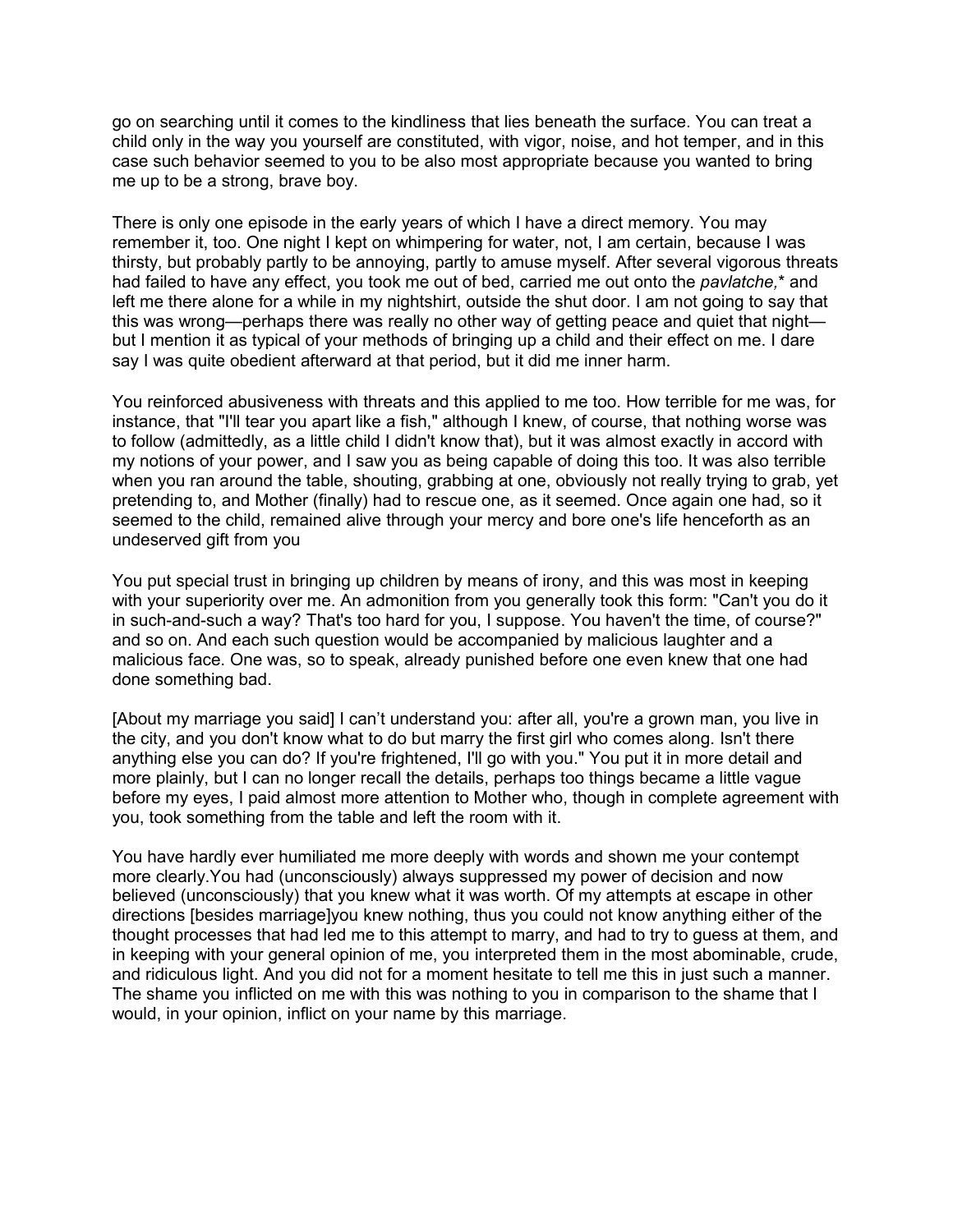go on searching until it comes to the kindliness that lies beneath the surface. You can treat a child only in the way you yourself are constituted, with vigor, noise, and hot temper, and in this case such behavior seemed to you to be also most appropriate because you wanted to bring me up to be a strong, brave boy.

There is only one episode in the early years of which I have a direct memory. You may remember it, too. One night I kept on whimpering for water, not, I am certain, because I was thirsty, but probably partly to be annoying, partly to amuse myself. After several vigorous threats had failed to have any effect, you took me out of bed, carried me out onto the *pavlatche,** and left me there alone for a while in my nightshirt, outside the shut door. I am not going to say that this was wrong—perhaps there was really no other way of getting peace and quiet that night—but I mention it as typical of your methods of bringing up a child and their effect on me. I dare say I was quite obedient afterward at that period, but it did me inner harm.

You reinforced abusiveness with threats and this applied to me too. How terrible for me was, for instance, that "I'll tear you apart like a fish," although I knew, of course, that nothing worse was to follow (admittedly, as a little child I didn't know that), but it was almost exactly in accord with my notions of your power, and I saw you as being capable of doing this too. It was also terrible when you ran around the table, shouting, grabbing at one, obviously not really trying to grab, yet pretending to, and Mother (finally) had to rescue one, as it seemed. Once again one had, so it seemed to the child, remained alive through your mercy and bore one's life henceforth as an undeserved gift from you

You put special trust in bringing up children by means of irony, and this was most in keeping with your superiority over me. An admonition from you generally took this form: "Can't you do it in such-and-such a way? That's too hard for you, I suppose. You haven't the time, of course?" and so on. And each such question would be accompanied by malicious laughter and a malicious face. One was, so to speak, already punished before one even knew that one had done something bad.

[About my marriage you said] I can't understand you: after all, you're a grown man, you live in the city, and you don't know what to do but marry the first girl who comes along. Isn't there anything else you can do? If you're frightened, I'll go with you." You put it in more detail and more plainly, but I can no longer recall the details, perhaps too things became a little vague before my eyes, I paid almost more attention to Mother who, though in complete agreement with you, took something from the table and left the room with it.

You have hardly ever humiliated me more deeply with words and shown me your contempt more clearly.You had (unconsciously) always suppressed my power of decision and now believed (unconsciously) that you knew what it was worth. Of my attempts at escape in other directions [besides marriage]you knew nothing, thus you could not know anything either of the thought processes that had led me to this attempt to marry, and had to try to guess at them, and in keeping with your general opinion of me, you interpreted them in the most abominable, crude, and ridiculous light. And you did not for a moment hesitate to tell me this in just such a manner. The shame you inflicted on me with this was nothing to you in comparison to the shame that I would, in your opinion, inflict on your name by this marriage.